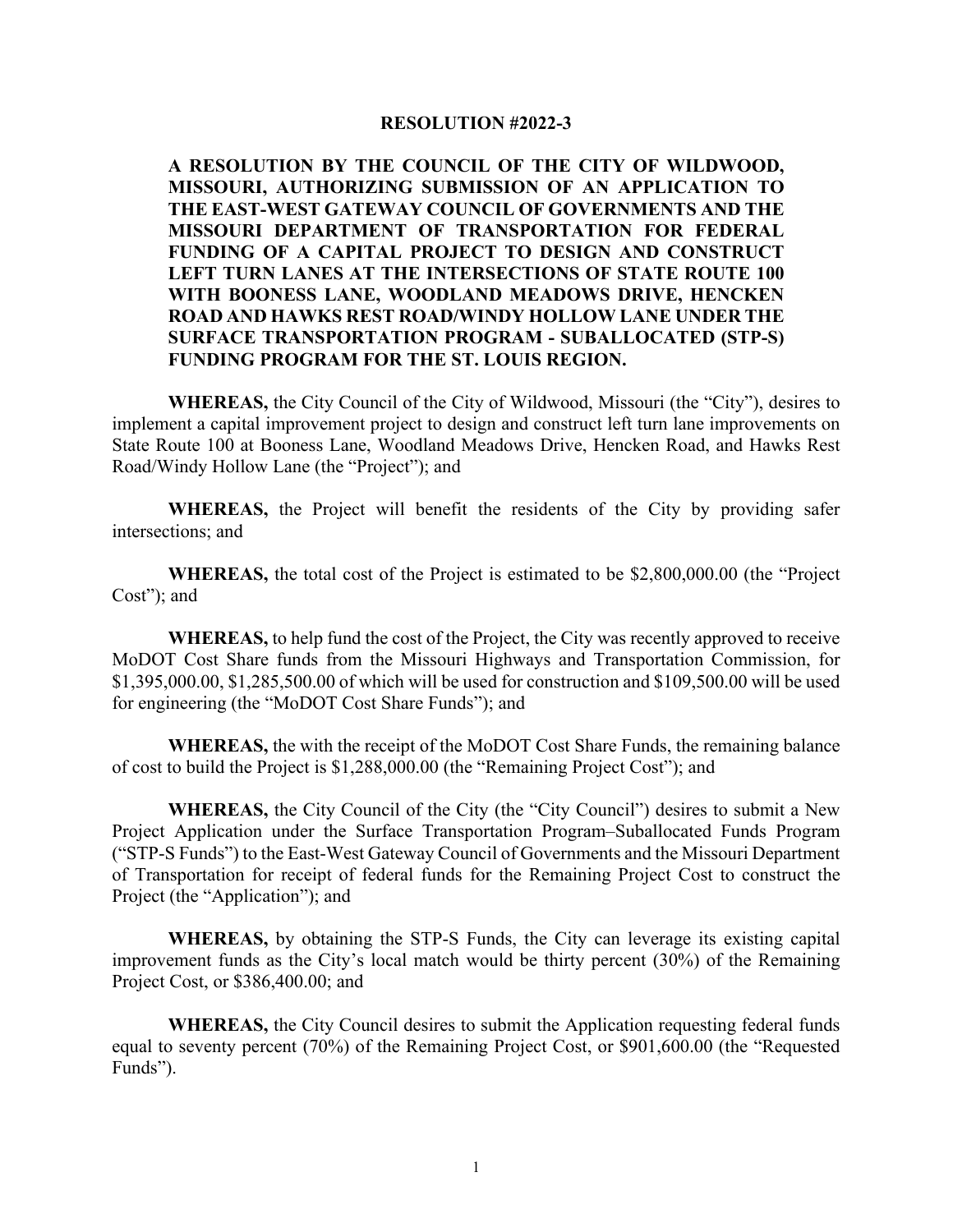# RESOLUTION #2022-3

**A RESOLUTION BY THE COUNCIL OF THE CITY OF WILDWOOD, MISSOURI, AUTHORIZING SUBMISSION OF AN APPLICATION TO THE EAST-WEST GATEWAY COUNCIL OF GOVERNMENTS AND THE MISSOURI DEPARTMENT OF TRANSPORTATION FOR FEDERAL FUNDING OF A CAPITAL PROJECT TO DESIGN AND CONSTRUCT LEFT TURN LANES AT THE INTERSECTIONS OF STATE ROUTE 100 WITH BOONESS LANE, WOODLAND MEADOWS DRIVE, HENCKEN ROAD AND HAWKS REST ROAD/WINDY HOLLOW LANE UNDER THE SURFACE TRANSPORTATION PROGRAM - SUBALLOCATED (STP-S) FUNDING PROGRAM FOR THE ST. LOUIS REGION.**

**WHEREAS,** the City Council of the City of Wildwood, Missouri (the "City"), desires to implement a capital improvement project to design and construct left turn lane improvements on State Route 100 at Booness Lane, Woodland Meadows Drive, Hencken Road, and Hawks Rest Road/Windy Hollow Lane (the "Project"); and

**WHEREAS,** the Project will benefit the residents of the City by providing safer intersections; and

**WHEREAS,** the total cost of the Project is estimated to be $2,800,000.00 (the "Project Cost"); and

**WHEREAS,** to help fund the cost of the Project, the City was recently approved to receive MoDOT Cost Share funds from the Missouri Highways and Transportation Commission, for $1,395,000.00, $1,285,500.00 of which will be used for construction and $109,500.00 will be used for engineering (the "MoDOT Cost Share Funds"); and

**WHEREAS,** the with the receipt of the MoDOT Cost Share Funds, the remaining balance of cost to build the Project is $1,288,000.00 (the "Remaining Project Cost"); and

**WHEREAS,** the City Council of the City (the "City Council") desires to submit a New Project Application under the Surface Transportation Program–Suballocated Funds Program ("STP-S Funds") to the East-West Gateway Council of Governments and the Missouri Department of Transportation for receipt of federal funds for the Remaining Project Cost to construct the Project (the "Application"); and

**WHEREAS,** by obtaining the STP-S Funds, the City can leverage its existing capital improvement funds as the City's local match would be thirty percent (30%) of the Remaining Project Cost, or $386,400.00; and

**WHEREAS,** the City Council desires to submit the Application requesting federal funds equal to seventy percent (70%) of the Remaining Project Cost, or $901,600.00 (the "Requested Funds").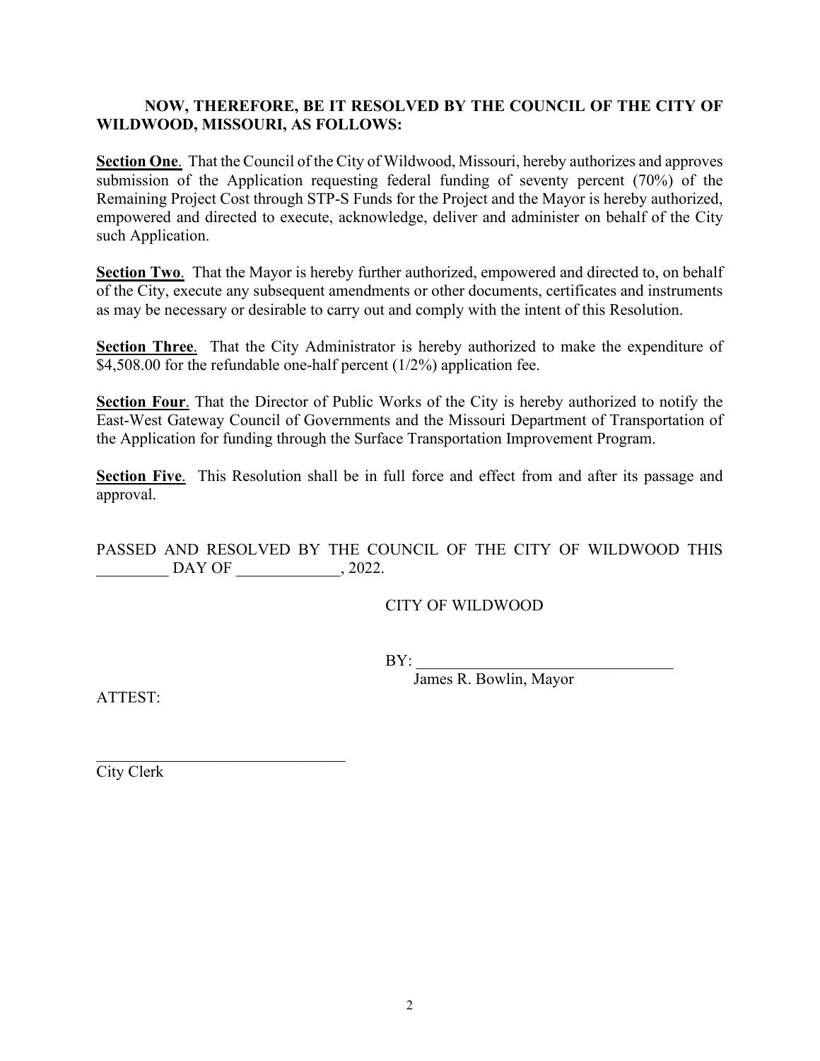**NOW, THEREFORE, BE IT RESOLVED BY THE COUNCIL OF THE CITY OF WILDWOOD, MISSOURI, AS FOLLOWS:**

**Section One**. That the Council of the City of Wildwood, Missouri, hereby authorizes and approves submission of the Application requesting federal funding of seventy percent (70%) of the Remaining Project Cost through STP-S Funds for the Project and the Mayor is hereby authorized, empowered and directed to execute, acknowledge, deliver and administer on behalf of the City such Application.

**Section Two**. That the Mayor is hereby further authorized, empowered and directed to, on behalf of the City, execute any subsequent amendments or other documents, certificates and instruments as may be necessary or desirable to carry out and comply with the intent of this Resolution.

**Section Three**. That the City Administrator is hereby authorized to make the expenditure of $4,508.00 for the refundable one-half percent (1/2%) application fee.

**Section Four**. That the Director of Public Works of the City is hereby authorized to notify the East-West Gateway Council of Governments and the Missouri Department of Transportation of the Application for funding through the Surface Transportation Improvement Program.

**Section Five**. This Resolution shall be in full force and effect from and after its passage and approval.

PASSED AND RESOLVED BY THE COUNCIL OF THE CITY OF WILDWOOD THIS _________ DAY OF _____________, 2022.

CITY OF WILDWOOD

BY: ________________________________
James R. Bowlin, Mayor

ATTEST:

________________________________
City Clerk